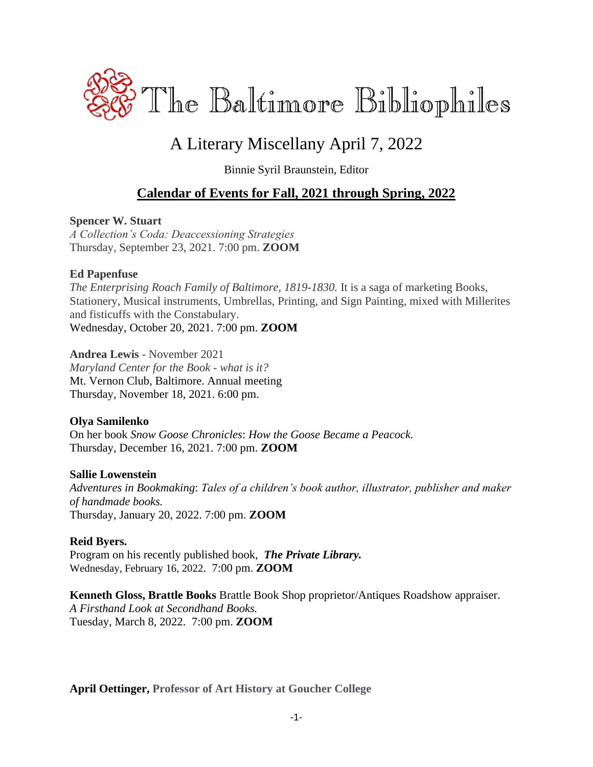# The Baltimore Bibliophiles

## A Literary Miscellany April 7, 2022

Binnie Syril Braunstein, Editor

## Calendar of Events for Fall, 2021 through Spring, 2022

**Spencer W. Stuart**
*A Collection's Coda: Deaccessioning Strategies*
Thursday, September 23, 2021. 7:00 pm. **ZOOM**

**Ed Papenfuse**
*The Enterprising Roach Family of Baltimore, 1819-1830.* It is a saga of marketing Books, Stationery, Musical instruments, Umbrellas, Printing, and Sign Painting, mixed with Millerites and fisticuffs with the Constabulary.
Wednesday, October 20, 2021. 7:00 pm. **ZOOM**

**Andrea Lewis** - November 2021
*Maryland Center for the Book - what is it?*
Mt. Vernon Club, Baltimore. Annual meeting
Thursday, November 18, 2021. 6:00 pm.

**Olya Samilenko**
On her book *Snow Goose Chronicles*: *How the Goose Became a Peacock.*
Thursday, December 16, 2021. 7:00 pm. **ZOOM**

**Sallie Lowenstein**
*Adventures in Bookmaking*: *Tales of a children's book author, illustrator, publisher and maker of handmade books.*
Thursday, January 20, 2022. 7:00 pm. **ZOOM**

**Reid Byers.**
Program on his recently published book, ***The Private Library.***
Wednesday, February 16, 2022. 7:00 pm. **ZOOM**

**Kenneth Gloss, Brattle Books** Brattle Book Shop proprietor/Antiques Roadshow appraiser.
*A Firsthand Look at Secondhand Books.*
Tuesday, March 8, 2022. 7:00 pm. **ZOOM**

**April Oettinger, Professor of Art History at Goucher College**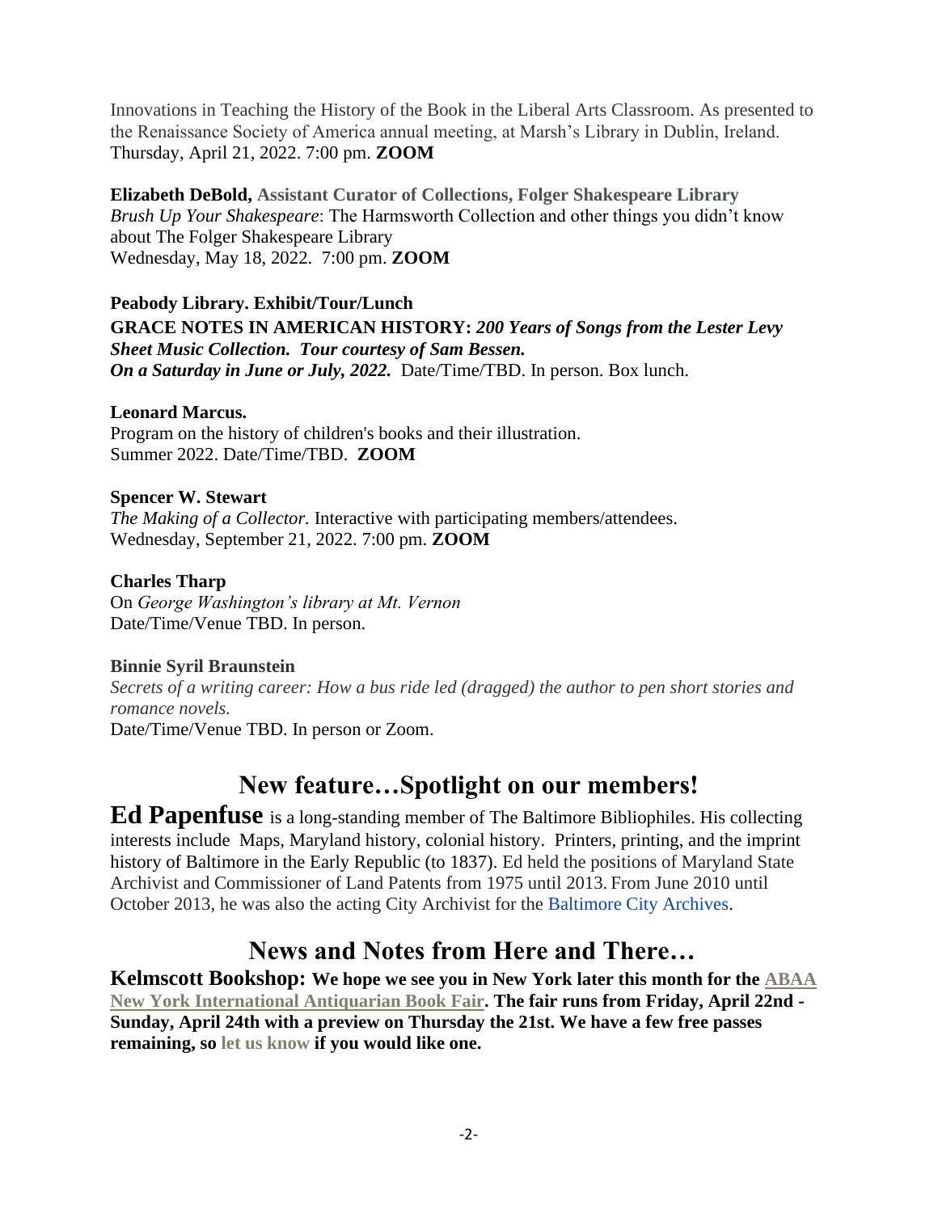Innovations in Teaching the History of the Book in the Liberal Arts Classroom. As presented to the Renaissance Society of America annual meeting, at Marsh's Library in Dublin, Ireland. Thursday, April 21, 2022. 7:00 pm. **ZOOM**

**Elizabeth DeBold, Assistant Curator of Collections, Folger Shakespeare Library**
*Brush Up Your Shakespeare*: The Harmsworth Collection and other things you didn't know about The Folger Shakespeare Library
Wednesday, May 18, 2022. 7:00 pm. **ZOOM**

**Peabody Library. Exhibit/Tour/Lunch**
**GRACE NOTES IN AMERICAN HISTORY:** ***200 Years of Songs from the Lester Levy Sheet Music Collection. Tour courtesy of Sam Bessen.***
***On a Saturday in June or July, 2022.*** Date/Time/TBD. In person. Box lunch.

**Leonard Marcus.**
Program on the history of children's books and their illustration.
Summer 2022. Date/Time/TBD. **ZOOM**

**Spencer W. Stewart**
*The Making of a Collector.* Interactive with participating members/attendees.
Wednesday, September 21, 2022. 7:00 pm. **ZOOM**

**Charles Tharp**
On *George Washington's library at Mt. Vernon*
Date/Time/Venue TBD. In person.

**Binnie Syril Braunstein**
*Secrets of a writing career: How a bus ride led (dragged) the author to pen short stories and romance novels.*
Date/Time/Venue TBD. In person or Zoom.

## New feature…Spotlight on our members!

**Ed Papenfuse** is a long-standing member of The Baltimore Bibliophiles. His collecting interests include Maps, Maryland history, colonial history. Printers, printing, and the imprint history of Baltimore in the Early Republic (to 1837). Ed held the positions of Maryland State Archivist and Commissioner of Land Patents from 1975 until 2013. From June 2010 until October 2013, he was also the acting City Archivist for the Baltimore City Archives.

## News and Notes from Here and There…

**Kelmscott Bookshop: We hope we see you in New York later this month for the ABAA New York International Antiquarian Book Fair. The fair runs from Friday, April 22nd - Sunday, April 24th with a preview on Thursday the 21st. We have a few free passes remaining, so let us know if you would like one.**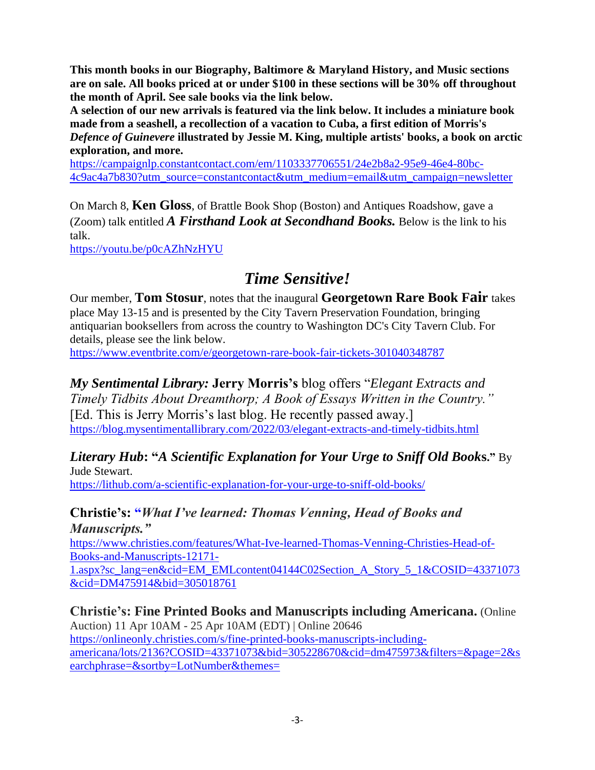**This month books in our Biography, Baltimore & Maryland History, and Music sections are on sale. All books priced at or under $100 in these sections will be 30% off throughout the month of April. See sale books via the link below.**

**A selection of our new arrivals is featured via the link below. It includes a miniature book made from a seashell, a recollection of a vacation to Cuba, a first edition of Morris's *Defence of Guinevere* illustrated by Jessie M. King, multiple artists' books, a book on arctic exploration, and more.**

https://campaignlp.constantcontact.com/em/1103337706551/24e2b8a2-95e9-46e4-80bc-4c9ac4a7b830?utm_source=constantcontact&utm_medium=email&utm_campaign=newsletter

On March 8, **Ken Gloss**, of Brattle Book Shop (Boston) and Antiques Roadshow, gave a (Zoom) talk entitled ***A Firsthand Look at Secondhand Books.*** Below is the link to his talk.

https://youtu.be/p0cAZhNzHYU

## *Time Sensitive!*

Our member, **Tom Stosur**, notes that the inaugural **Georgetown Rare Book Fair** takes place May 13-15 and is presented by the City Tavern Preservation Foundation, bringing antiquarian booksellers from across the country to Washington DC's City Tavern Club. For details, please see the link below.

https://www.eventbrite.com/e/georgetown-rare-book-fair-tickets-301040348787

***My Sentimental Library:*** **Jerry Morris's** blog offers "*Elegant Extracts and Timely Tidbits About Dreamthorp; A Book of Essays Written in the Country.*" [Ed. This is Jerry Morris's last blog. He recently passed away.]

https://blog.mysentimentallibrary.com/2022/03/elegant-extracts-and-timely-tidbits.html

***Literary Hub*****: "*A Scientific Explanation for Your Urge to Sniff Old Books*."** By Jude Stewart.

https://lithub.com/a-scientific-explanation-for-your-urge-to-sniff-old-books/

**Christie's: "*What I've learned: Thomas Venning, Head of Books and Manuscripts.*"**

https://www.christies.com/features/What-Ive-learned-Thomas-Venning-Christies-Head-of-Books-and-Manuscripts-12171-1.aspx?sc_lang=en&cid=EM_EMLcontent04144C02Section_A_Story_5_1&COSID=43371073&cid=DM475914&bid=305018761

**Christie's: Fine Printed Books and Manuscripts including Americana.** (Online Auction) 11 Apr 10AM - 25 Apr 10AM (EDT) | Online 20646

https://onlineonly.christies.com/s/fine-printed-books-manuscripts-including-americana/lots/2136?COSID=43371073&bid=305228670&cid=dm475973&filters=&page=2&searchphrase=&sortby=LotNumber&themes=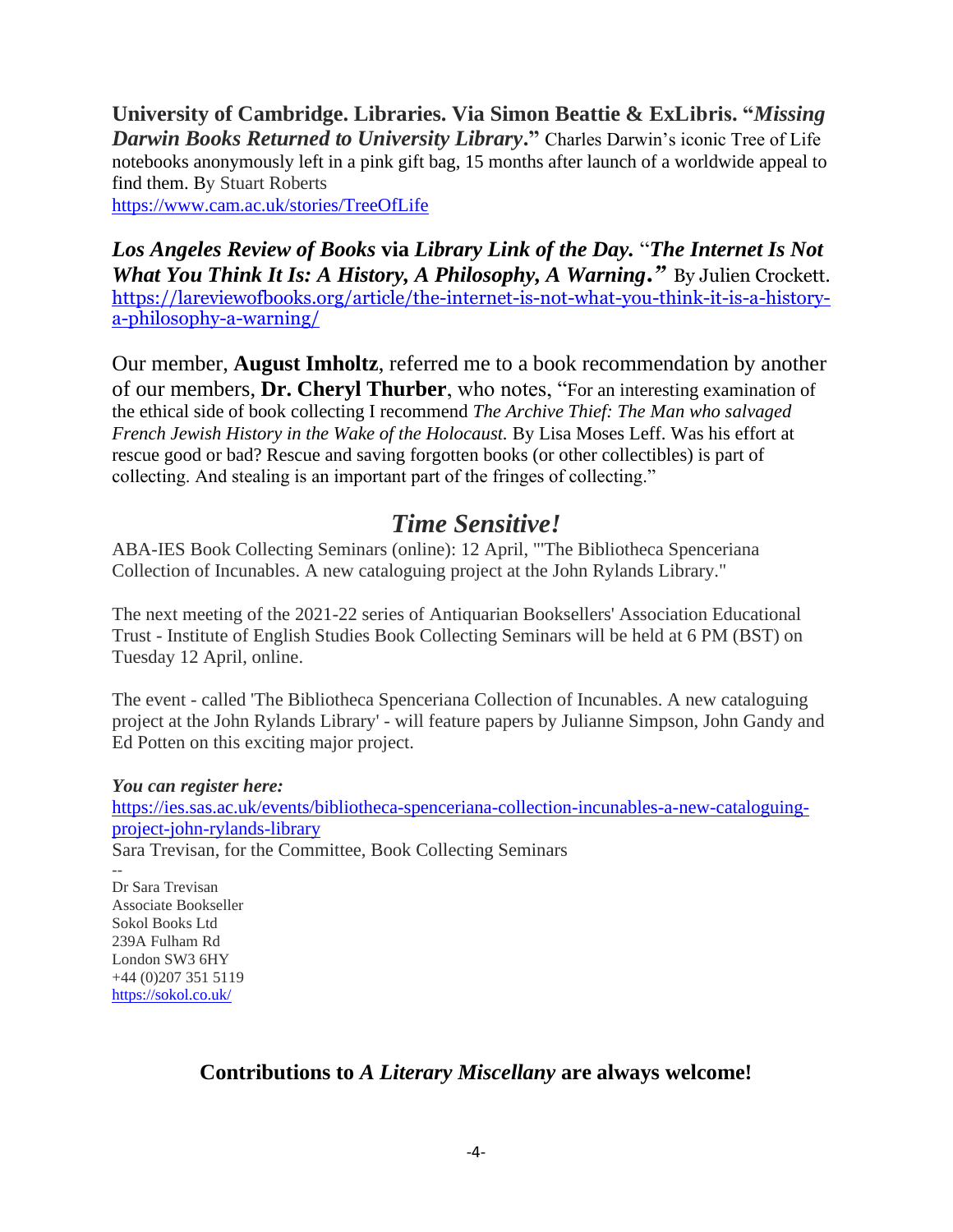**University of Cambridge. Libraries. Via Simon Beattie & ExLibris. "*Missing Darwin Books Returned to University Library*."** Charles Darwin's iconic Tree of Life notebooks anonymously left in a pink gift bag, 15 months after launch of a worldwide appeal to find them. By Stuart Roberts
https://www.cam.ac.uk/stories/TreeOfLife

***Los Angeles Review of Books*** **via** ***Library Link of the Day.*** "***The Internet Is Not What You Think It Is: A History, A Philosophy, A Warning.***" By Julien Crockett.
https://lareviewofbooks.org/article/the-internet-is-not-what-you-think-it-is-a-history-a-philosophy-a-warning/

Our member, **August Imholtz**, referred me to a book recommendation by another of our members, **Dr. Cheryl Thurber**, who notes, "For an interesting examination of the ethical side of book collecting I recommend *The Archive Thief: The Man who salvaged French Jewish History in the Wake of the Holocaust.* By Lisa Moses Leff. Was his effort at rescue good or bad? Rescue and saving forgotten books (or other collectibles) is part of collecting. And stealing is an important part of the fringes of collecting."

## *Time Sensitive!*

ABA-IES Book Collecting Seminars (online): 12 April, "'The Bibliotheca Spenceriana Collection of Incunables. A new cataloguing project at the John Rylands Library."

The next meeting of the 2021-22 series of Antiquarian Booksellers' Association Educational Trust - Institute of English Studies Book Collecting Seminars will be held at 6 PM (BST) on Tuesday 12 April, online.

The event - called 'The Bibliotheca Spenceriana Collection of Incunables. A new cataloguing project at the John Rylands Library' - will feature papers by Julianne Simpson, John Gandy and Ed Potten on this exciting major project.

***You can register here:***
https://ies.sas.ac.uk/events/bibliotheca-spenceriana-collection-incunables-a-new-cataloguing-project-john-rylands-library
Sara Trevisan, for the Committee, Book Collecting Seminars

--
Dr Sara Trevisan
Associate Bookseller
Sokol Books Ltd
239A Fulham Rd
London SW3 6HY
+44 (0)207 351 5119
https://sokol.co.uk/

**Contributions to *A Literary Miscellany* are always welcome!**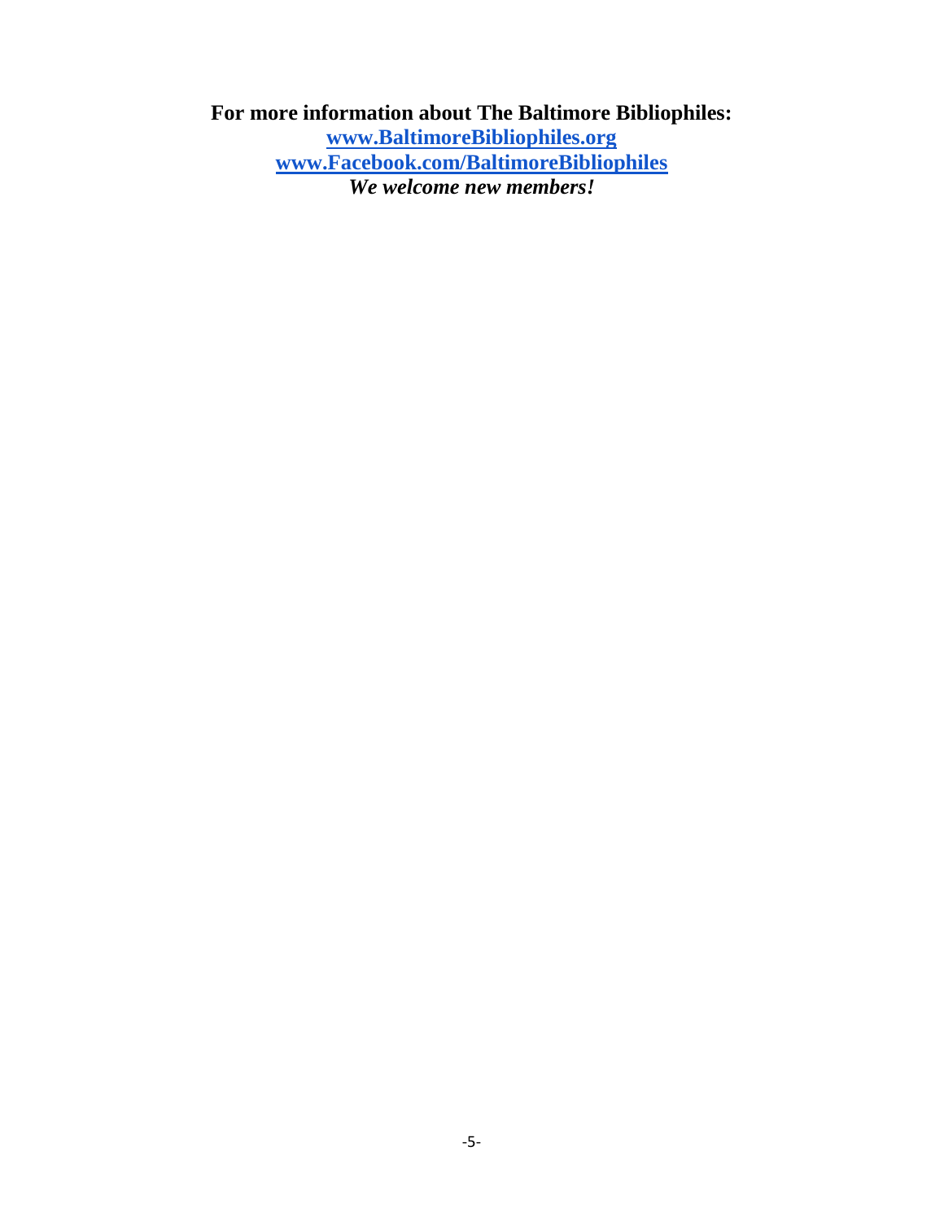**For more information about The Baltimore Bibliophiles:**

**[www.BaltimoreBibliophiles.org](http://www.BaltimoreBibliophiles.org)**

**[www.Facebook.com/BaltimoreBibliophiles](http://www.Facebook.com/BaltimoreBibliophiles)**

***We welcome new members!***